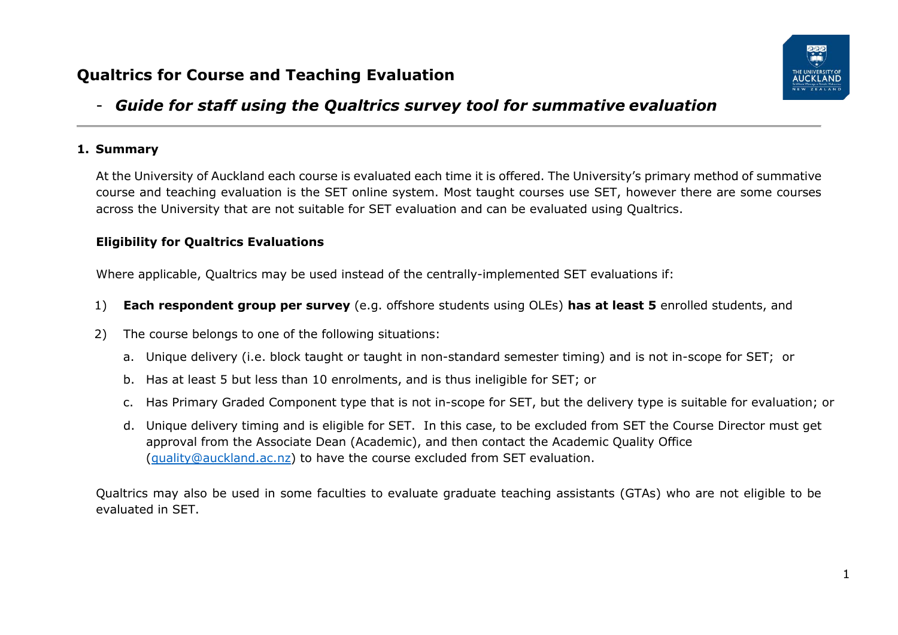# Qualtrics for Course and Teaching Evaluation

## - *Guide for staff using the Qualtrics survey tool for summative evaluation*

---

### 1. Summary

At the University of Auckland each course is evaluated each time it is offered. The University's primary method of summative course and teaching evaluation is the SET online system. Most taught courses use SET, however there are some courses across the University that are not suitable for SET evaluation and can be evaluated using Qualtrics.

**Eligibility for Qualtrics Evaluations**

Where applicable, Qualtrics may be used instead of the centrally-implemented SET evaluations if:

1) **Each respondent group per survey** (e.g. offshore students using OLEs) **has at least 5** enrolled students, and

2) The course belongs to one of the following situations:

   a. Unique delivery (i.e. block taught or taught in non-standard semester timing) and is not in-scope for SET; or

   b. Has at least 5 but less than 10 enrolments, and is thus ineligible for SET; or

   c. Has Primary Graded Component type that is not in-scope for SET, but the delivery type is suitable for evaluation; or

   d. Unique delivery timing and is eligible for SET. In this case, to be excluded from SET the Course Director must get approval from the Associate Dean (Academic), and then contact the Academic Quality Office (quality@auckland.ac.nz) to have the course excluded from SET evaluation.

Qualtrics may also be used in some faculties to evaluate graduate teaching assistants (GTAs) who are not eligible to be evaluated in SET.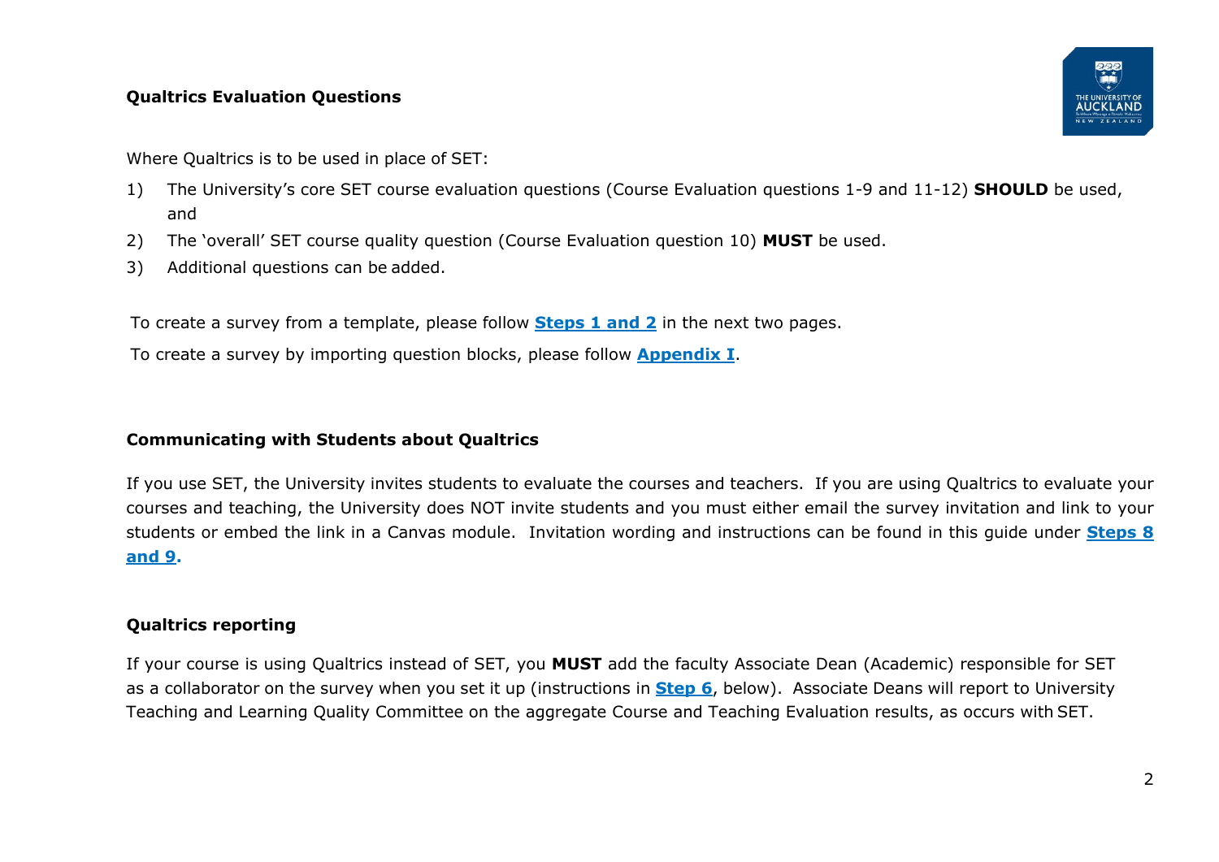## Qualtrics Evaluation Questions

Where Qualtrics is to be used in place of SET:

1) The University's core SET course evaluation questions (Course Evaluation questions 1-9 and 11-12) **SHOULD** be used, and
2) The 'overall' SET course quality question (Course Evaluation question 10) **MUST** be used.
3) Additional questions can be added.

To create a survey from a template, please follow **Steps 1 and 2** in the next two pages.

To create a survey by importing question blocks, please follow **Appendix I**.

## Communicating with Students about Qualtrics

If you use SET, the University invites students to evaluate the courses and teachers. If you are using Qualtrics to evaluate your courses and teaching, the University does NOT invite students and you must either email the survey invitation and link to your students or embed the link in a Canvas module. Invitation wording and instructions can be found in this guide under **Steps 8 and 9**.

## Qualtrics reporting

If your course is using Qualtrics instead of SET, you **MUST** add the faculty Associate Dean (Academic) responsible for SET as a collaborator on the survey when you set it up (instructions in **Step 6**, below). Associate Deans will report to University Teaching and Learning Quality Committee on the aggregate Course and Teaching Evaluation results, as occurs with SET.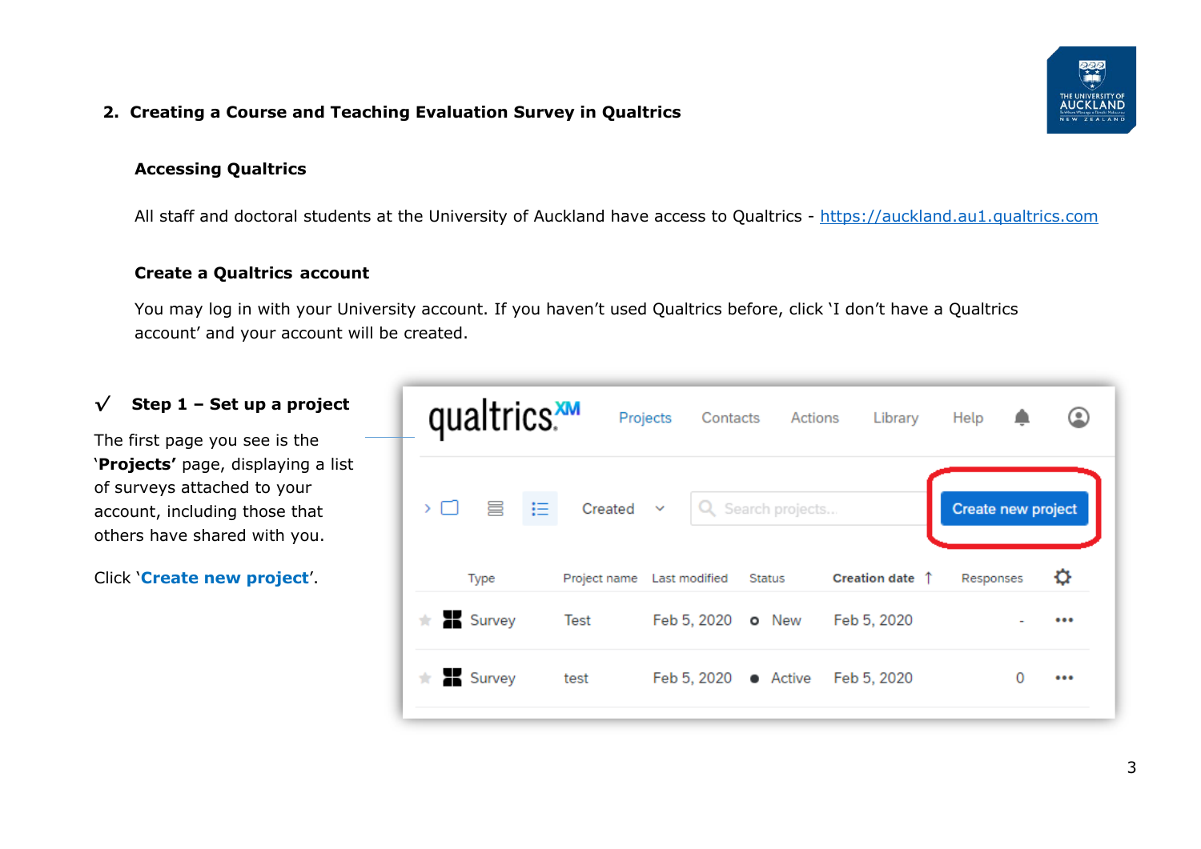## 2. Creating a Course and Teaching Evaluation Survey in Qualtrics

### Accessing Qualtrics

All staff and doctoral students at the University of Auckland have access to Qualtrics - https://auckland.au1.qualtrics.com

### Create a Qualtrics account

You may log in with your University account. If you haven't used Qualtrics before, click 'I don't have a Qualtrics account' and your account will be created.

### √ Step 1 – Set up a project

The first page you see is the '**Projects**' page, displaying a list of surveys attached to your account, including those that others have shared with you.

Click '**Create new project**'.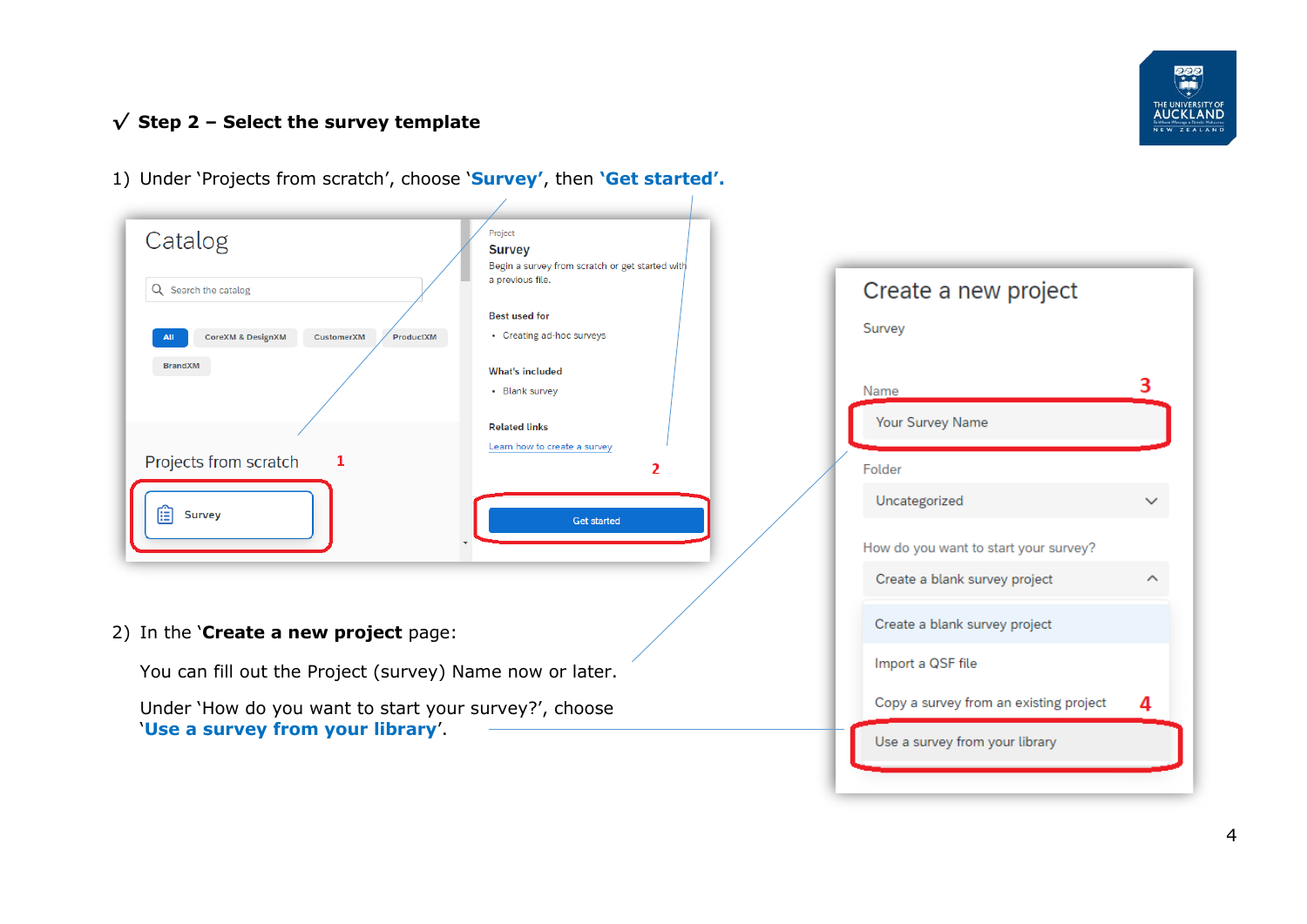## ✓ Step 2 – Select the survey template

1) Under 'Projects from scratch', choose '**Survey**', then '**Get started**'.

2) In the '**Create a new project** page:

   You can fill out the Project (survey) Name now or later.

   Under 'How do you want to start your survey?', choose '**Use a survey from your library**'.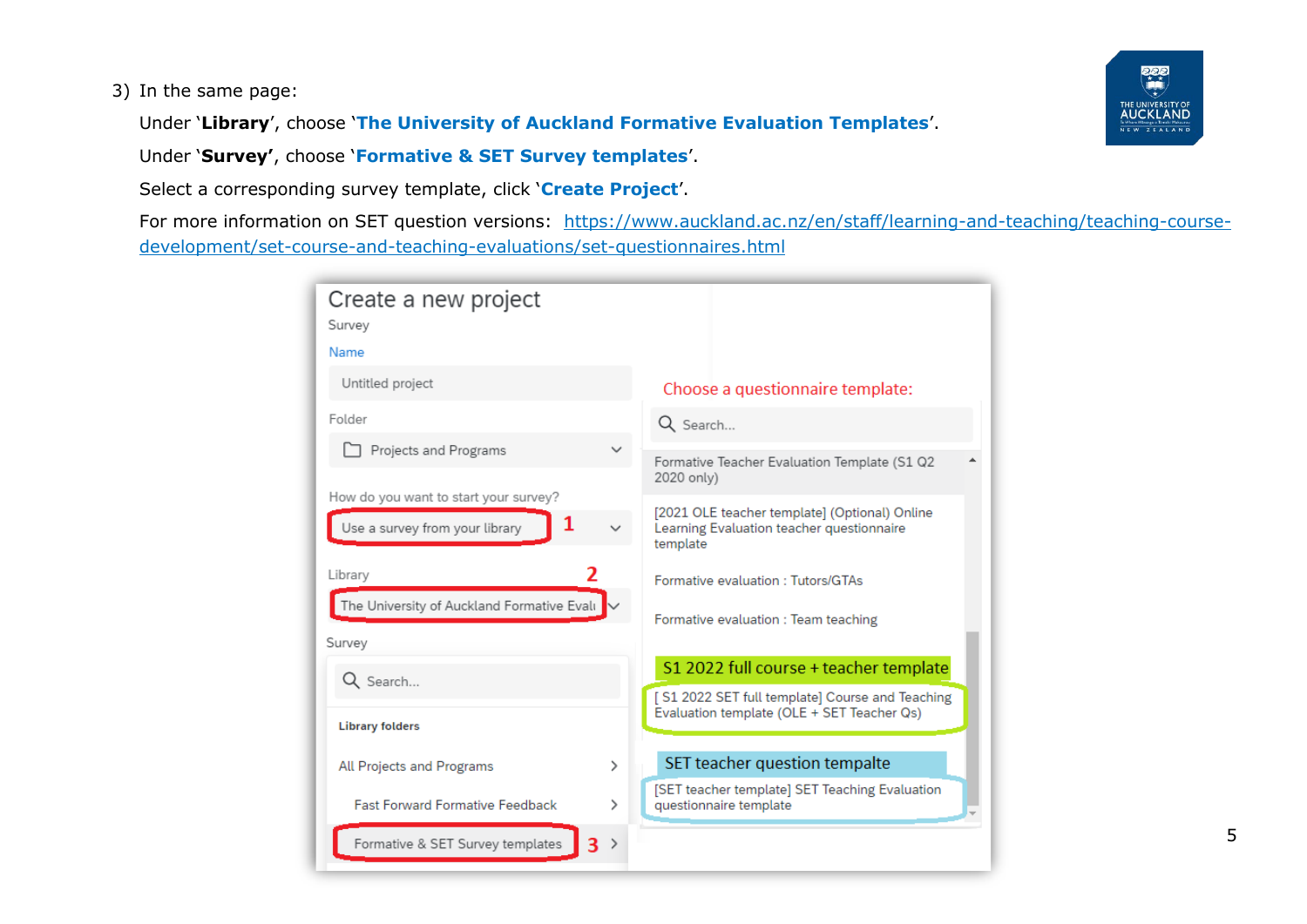3) In the same page:

   Under '**Library**', choose '**The University of Auckland Formative Evaluation Templates**'.

   Under '**Survey'**, choose '**Formative & SET Survey templates**'.

   Select a corresponding survey template, click '**Create Project**'.

   For more information on SET question versions: [https://www.auckland.ac.nz/en/staff/learning-and-teaching/teaching-course-development/set-course-and-teaching-evaluations/set-questionnaires.html](https://www.auckland.ac.nz/en/staff/learning-and-teaching/teaching-course-development/set-course-and-teaching-evaluations/set-questionnaires.html)

Create a new project

Survey

Name

Untitled project

Folder

Projects and Programs

How do you want to start your survey?

Use a survey from your library **1**

Library **2**

The University of Auckland Formative Evalu

Survey

Search...

Library folders

All Projects and Programs

Fast Forward Formative Feedback

Formative & SET Survey templates **3**

Choose a questionnaire template:

Search...

Formative Teacher Evaluation Template (S1 Q2 2020 only)

[2021 OLE teacher template] (Optional) Online Learning Evaluation teacher questionnaire template

Formative evaluation : Tutors/GTAs

Formative evaluation : Team teaching

S1 2022 full course + teacher template

[ S1 2022 SET full template] Course and Teaching Evaluation template (OLE + SET Teacher Qs)

SET teacher question tempalte

[SET teacher template] SET Teaching Evaluation questionnaire template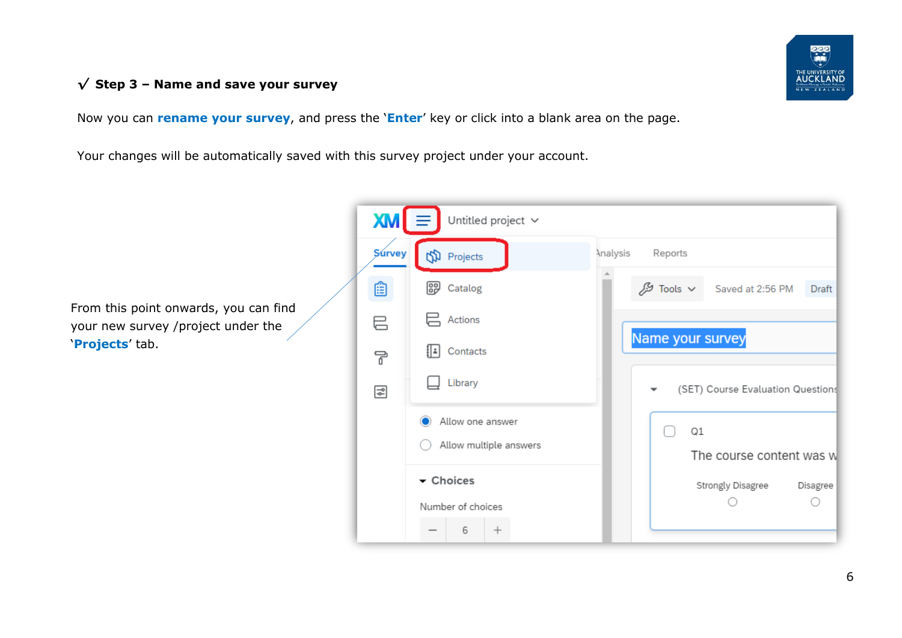### √ Step 3 – Name and save your survey

Now you can **rename your survey**, and press the '**Enter**' key or click into a blank area on the page.

Your changes will be automatically saved with this survey project under your account.

From this point onwards, you can find your new survey /project under the '**Projects**' tab.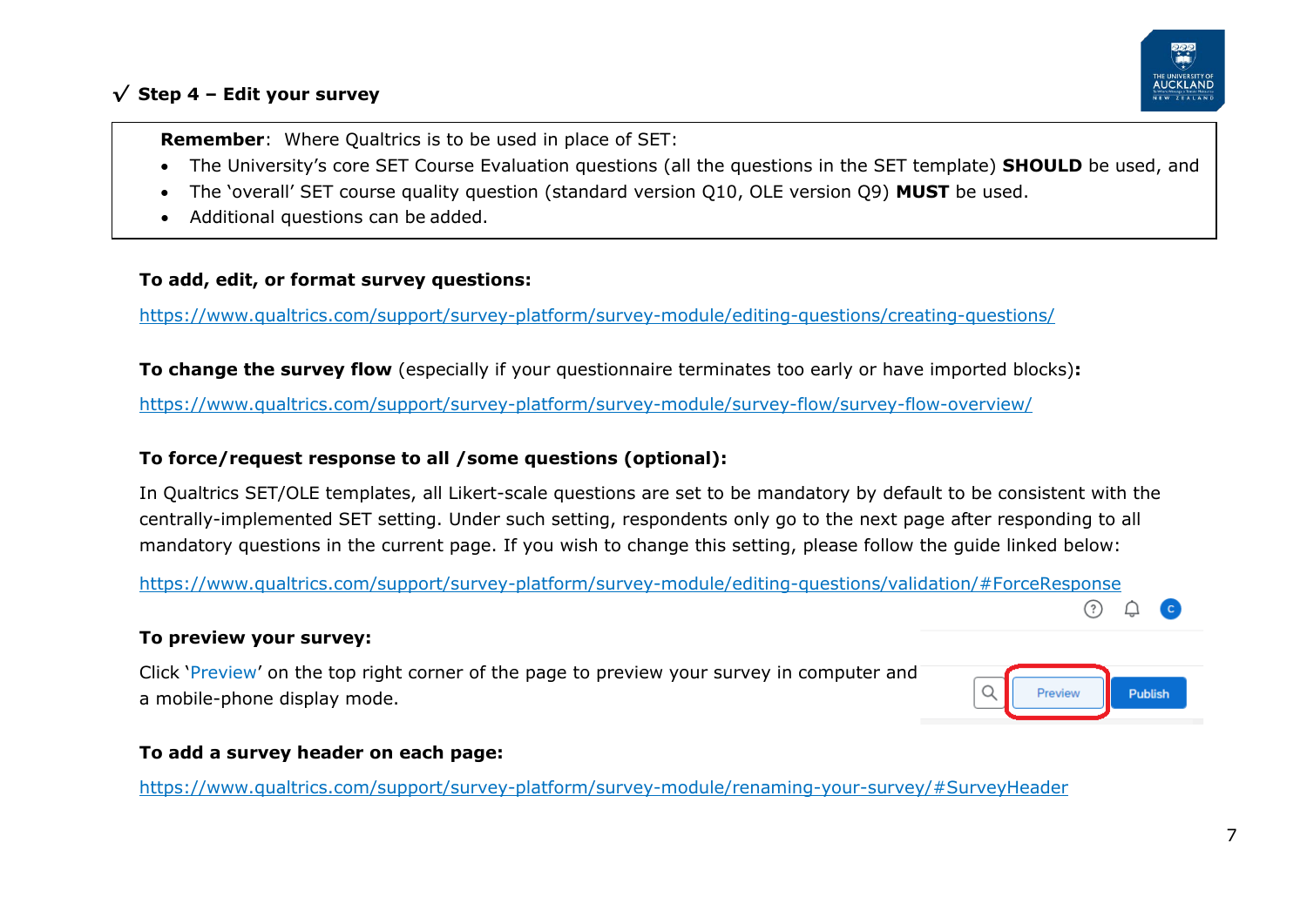## √ Step 4 – Edit your survey

> **Remember**: Where Qualtrics is to be used in place of SET:
> - The University's core SET Course Evaluation questions (all the questions in the SET template) **SHOULD** be used, and
> - The 'overall' SET course quality question (standard version Q10, OLE version Q9) **MUST** be used.
> - Additional questions can be added.

**To add, edit, or format survey questions:**

https://www.qualtrics.com/support/survey-platform/survey-module/editing-questions/creating-questions/

**To change the survey flow** (especially if your questionnaire terminates too early or have imported blocks)**:**

https://www.qualtrics.com/support/survey-platform/survey-module/survey-flow/survey-flow-overview/

**To force/request response to all /some questions (optional):**

In Qualtrics SET/OLE templates, all Likert-scale questions are set to be mandatory by default to be consistent with the centrally-implemented SET setting. Under such setting, respondents only go to the next page after responding to all mandatory questions in the current page. If you wish to change this setting, please follow the guide linked below:

https://www.qualtrics.com/support/survey-platform/survey-module/editing-questions/validation/#ForceResponse

**To preview your survey:**

Click 'Preview' on the top right corner of the page to preview your survey in computer and a mobile-phone display mode.

**To add a survey header on each page:**

https://www.qualtrics.com/support/survey-platform/survey-module/renaming-your-survey/#SurveyHeader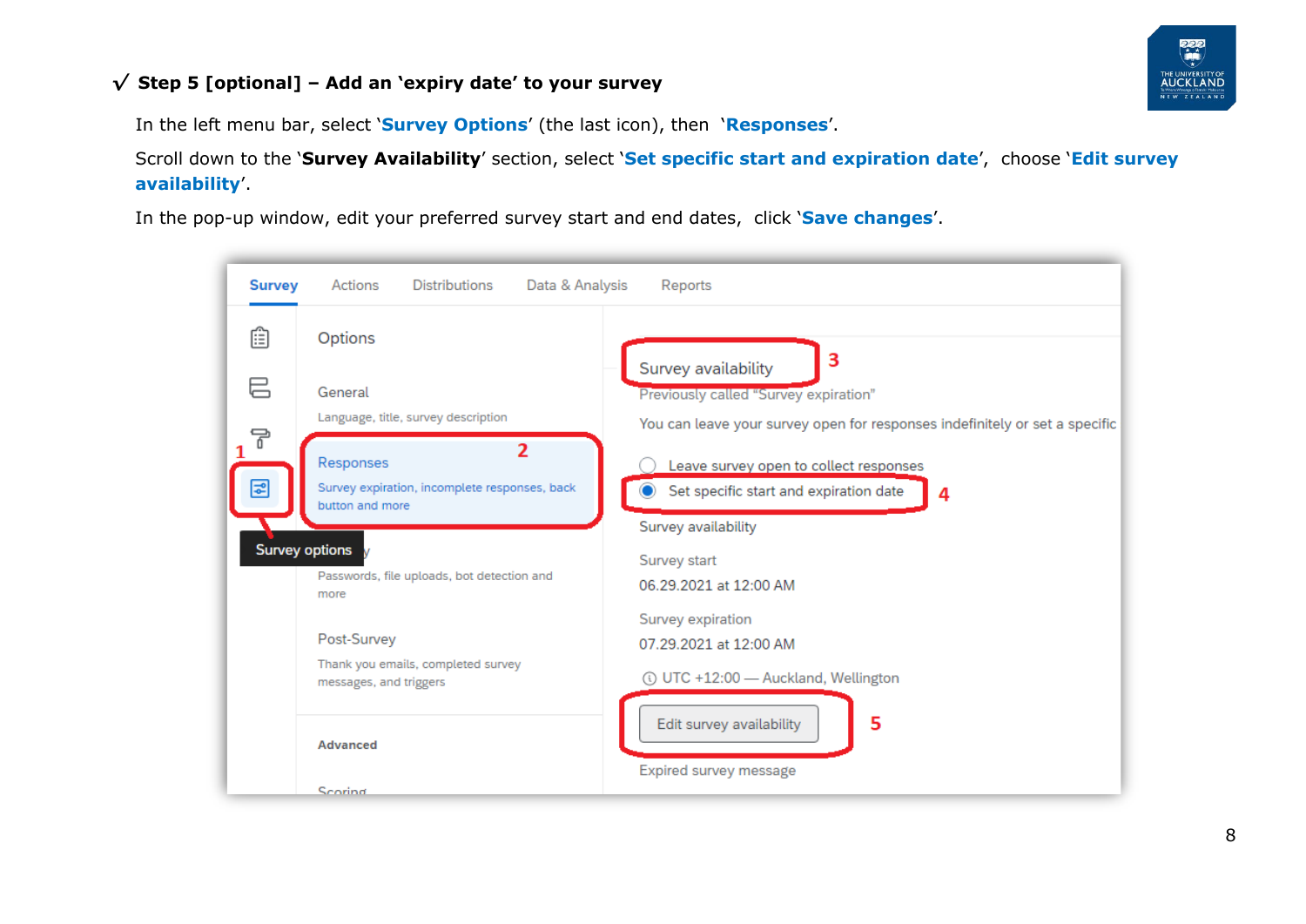### ✓ Step 5 [optional] – Add an 'expiry date' to your survey

In the left menu bar, select '**Survey Options**' (the last icon), then '**Responses**'.

Scroll down to the '**Survey Availability**' section, select '**Set specific start and expiration date**', choose '**Edit survey availability**'.

In the pop-up window, edit your preferred survey start and end dates, click '**Save changes**'.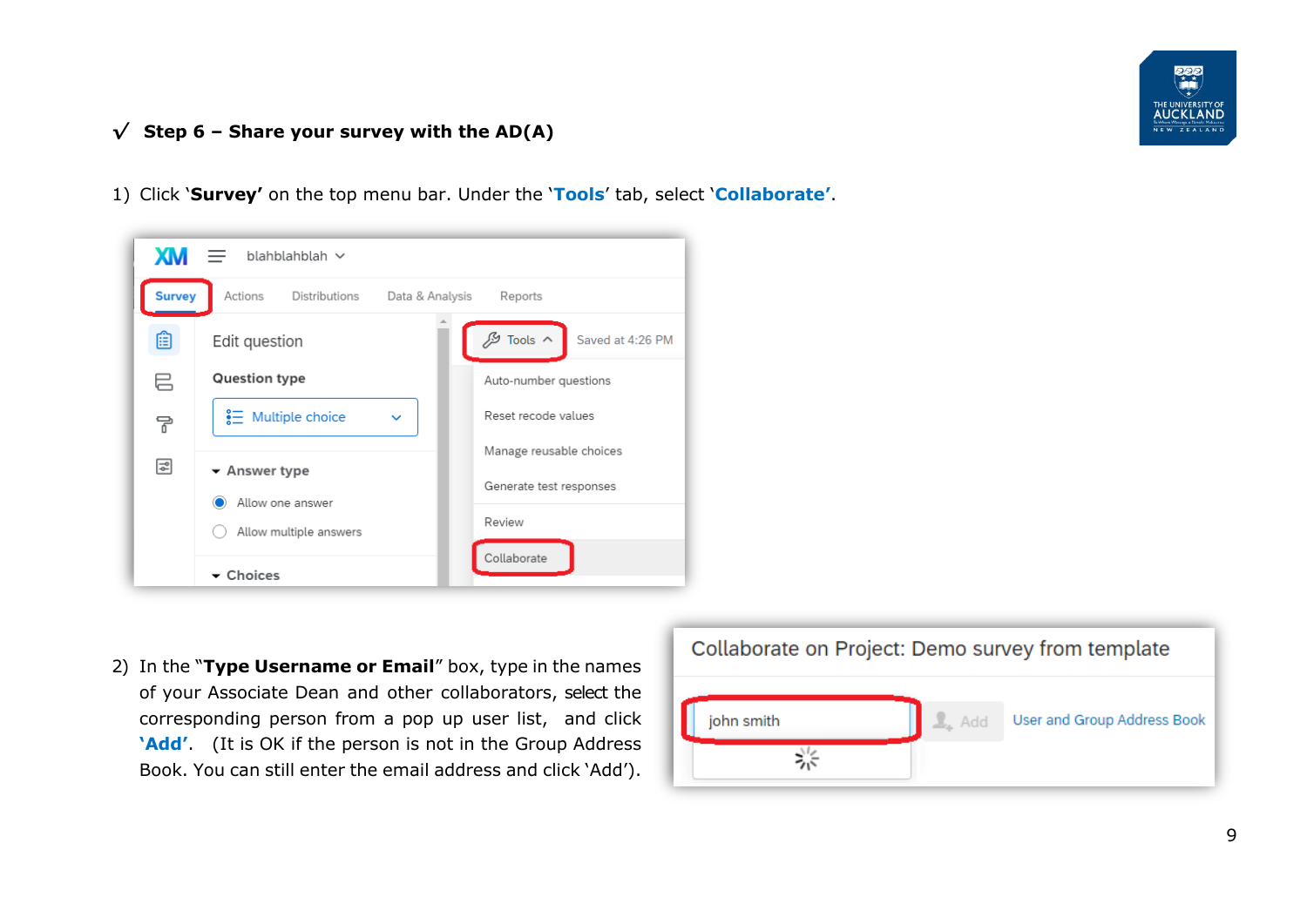## √ Step 6 – Share your survey with the AD(A)

1) Click '**Survey'** on the top menu bar. Under the '**Tools**' tab, select '**Collaborate'**.

2) In the "**Type Username or Email**" box, type in the names of your Associate Dean and other collaborators, select the corresponding person from a pop up user list, and click **'Add'**. (It is OK if the person is not in the Group Address Book. You can still enter the email address and click 'Add').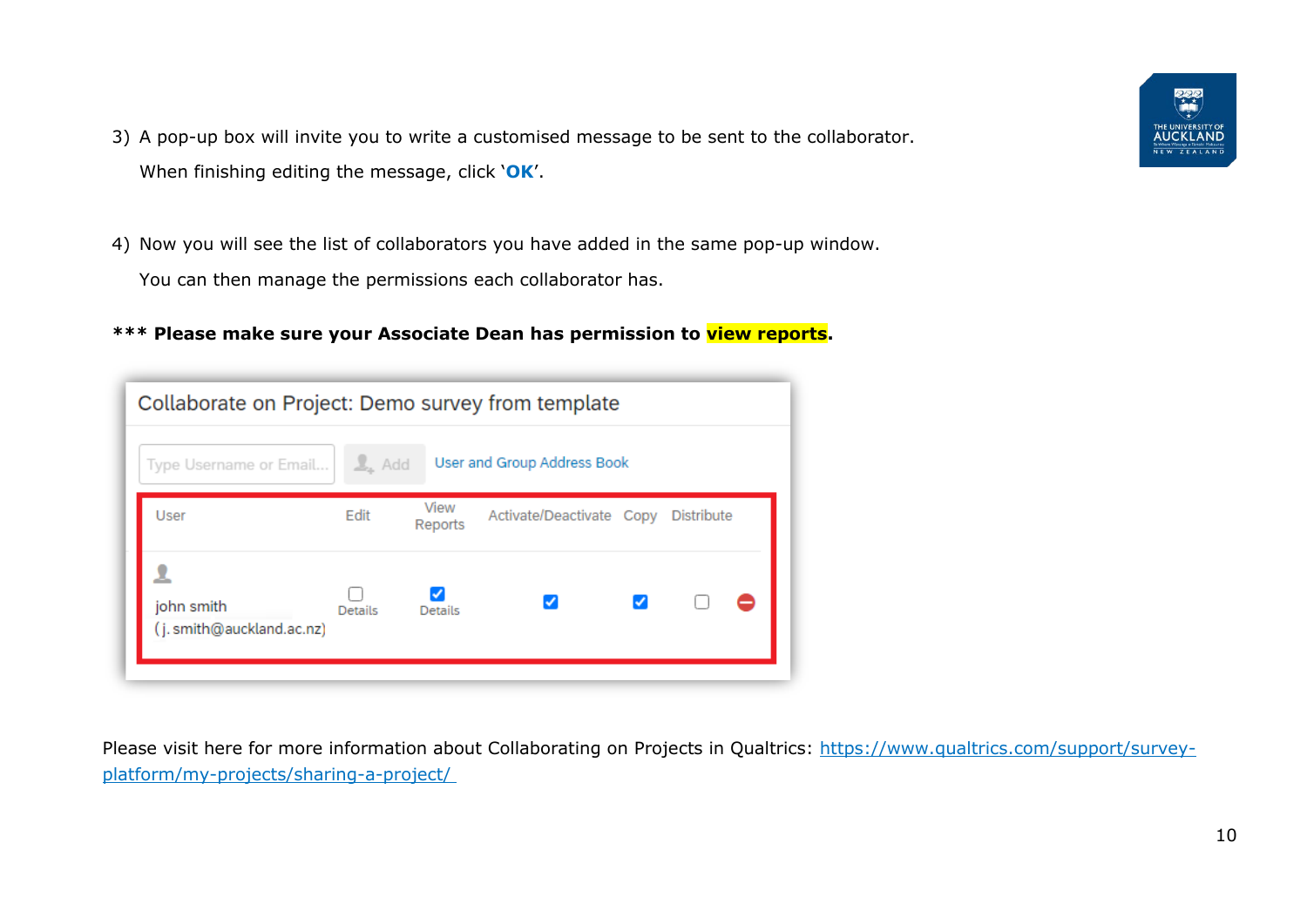3) A pop-up box will invite you to write a customised message to be sent to the collaborator. When finishing editing the message, click '**OK**'.

4) Now you will see the list of collaborators you have added in the same pop-up window. You can then manage the permissions each collaborator has.

**\*\*\* Please make sure your Associate Dean has permission to view reports.**

Collaborate on Project: Demo survey from template

Type Username or Email... | Add | User and Group Address Book

| User | Edit | View Reports | Activate/Deactivate | Copy | Distribute |
|---|---|---|---|---|---|
| john smith (j.smith@auckland.ac.nz) | ☐ Details | ☑ Details | ☑ | ☑ | ☐ |

Please visit here for more information about Collaborating on Projects in Qualtrics: [https://www.qualtrics.com/support/survey-platform/my-projects/sharing-a-project/](https://www.qualtrics.com/support/survey-platform/my-projects/sharing-a-project/)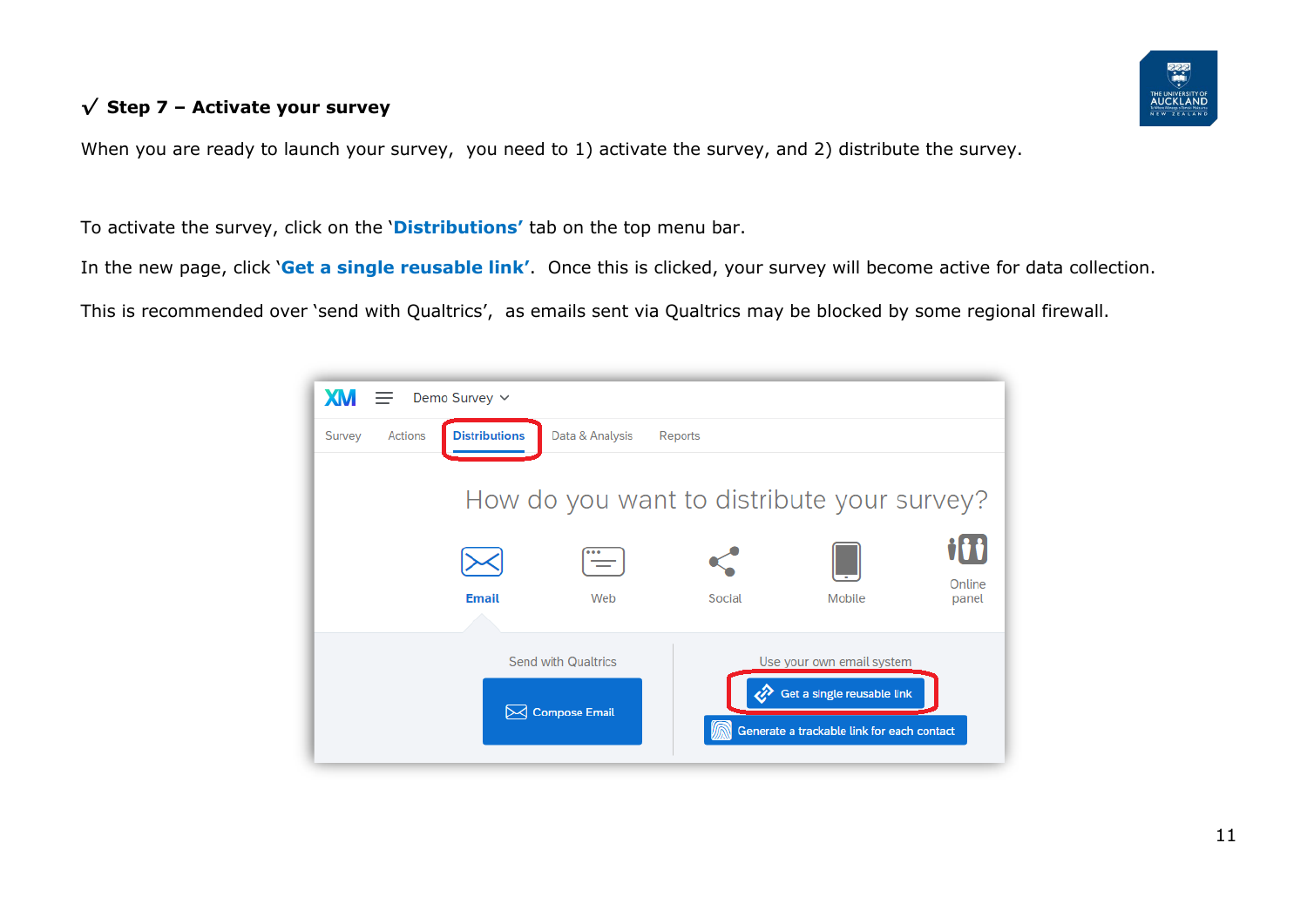### √ Step 7 – Activate your survey

When you are ready to launch your survey, you need to 1) activate the survey, and 2) distribute the survey.

To activate the survey, click on the '**Distributions'** tab on the top menu bar.

In the new page, click '**Get a single reusable link'**. Once this is clicked, your survey will become active for data collection.

This is recommended over 'send with Qualtrics', as emails sent via Qualtrics may be blocked by some regional firewall.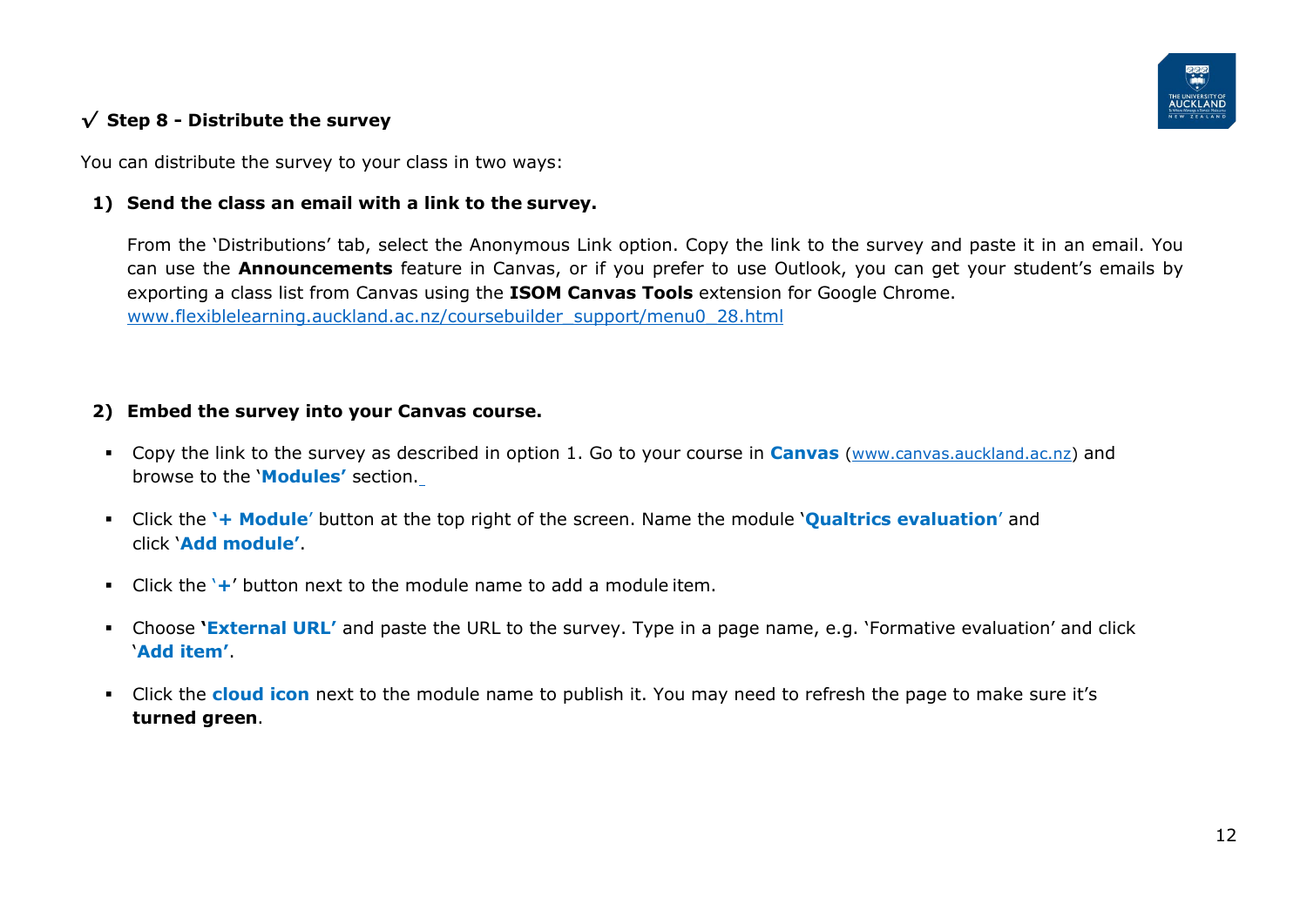### √ Step 8 - Distribute the survey

You can distribute the survey to your class in two ways:

**1) Send the class an email with a link to the survey.**

From the 'Distributions' tab, select the Anonymous Link option. Copy the link to the survey and paste it in an email. You can use the **Announcements** feature in Canvas, or if you prefer to use Outlook, you can get your student's emails by exporting a class list from Canvas using the **ISOM Canvas Tools** extension for Google Chrome. www.flexiblelearning.auckland.ac.nz/coursebuilder_support/menu0_28.html

**2) Embed the survey into your Canvas course.**

- Copy the link to the survey as described in option 1. Go to your course in **Canvas** (www.canvas.auckland.ac.nz) and browse to the '**Modules'** section.
- Click the **'+ Module**' button at the top right of the screen. Name the module '**Qualtrics evaluation**' and click '**Add module'**.
- Click the '**+**' button next to the module name to add a module item.
- Choose **'External URL'** and paste the URL to the survey. Type in a page name, e.g. 'Formative evaluation' and click '**Add item'**.
- Click the **cloud icon** next to the module name to publish it. You may need to refresh the page to make sure it's **turned green**.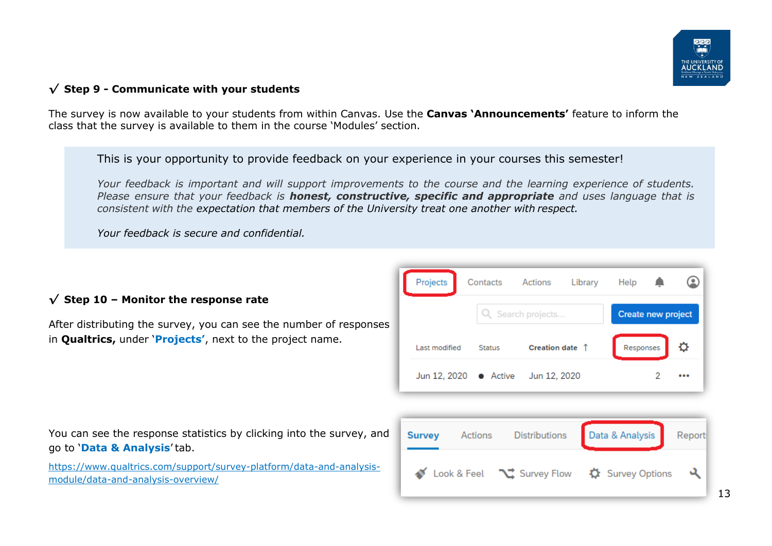### √ Step 9 - Communicate with your students

The survey is now available to your students from within Canvas. Use the **Canvas 'Announcements'** feature to inform the class that the survey is available to them in the course 'Modules' section.

> This is your opportunity to provide feedback on your experience in your courses this semester!
>
> *Your feedback is important and will support improvements to the course and the learning experience of students. Please ensure that your feedback is **honest, constructive, specific and appropriate** and uses language that is consistent with the expectation that members of the University treat one another with respect.*
>
> *Your feedback is secure and confidential.*

### √ Step 10 – Monitor the response rate

After distributing the survey, you can see the number of responses in **Qualtrics,** under '**Projects'**, next to the project name.

You can see the response statistics by clicking into the survey, and go to '**Data & Analysis**' tab.

[https://www.qualtrics.com/support/survey-platform/data-and-analysis-module/data-and-analysis-overview/](https://www.qualtrics.com/support/survey-platform/data-and-analysis-module/data-and-analysis-overview/)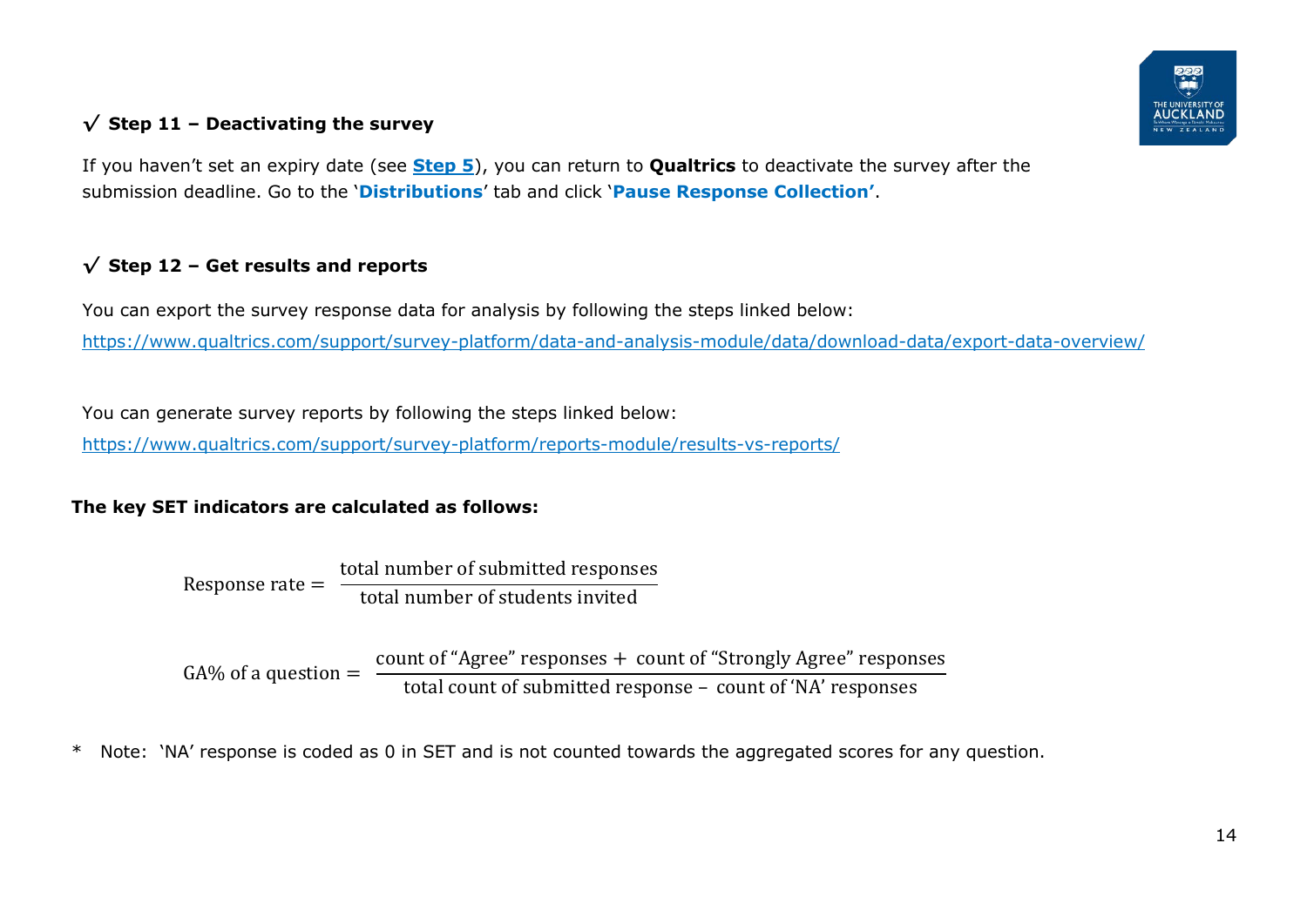### √ Step 11 – Deactivating the survey

If you haven't set an expiry date (see **Step 5**), you can return to **Qualtrics** to deactivate the survey after the submission deadline. Go to the '**Distributions**' tab and click '**Pause Response Collection'**.

### √ Step 12 – Get results and reports

You can export the survey response data for analysis by following the steps linked below:

https://www.qualtrics.com/support/survey-platform/data-and-analysis-module/data/download-data/export-data-overview/

You can generate survey reports by following the steps linked below:

https://www.qualtrics.com/support/survey-platform/reports-module/results-vs-reports/

**The key SET indicators are calculated as follows:**

$$\text{Response rate} = \frac{\text{total number of submitted responses}}{\text{total number of students invited}}$$

$$\text{GA\% of a question} = \frac{\text{count of “Agree” responses} + \text{count of “Strongly Agree” responses}}{\text{total count of submitted response} - \text{count of ‘NA’ responses}}$$

\* Note: 'NA' response is coded as 0 in SET and is not counted towards the aggregated scores for any question.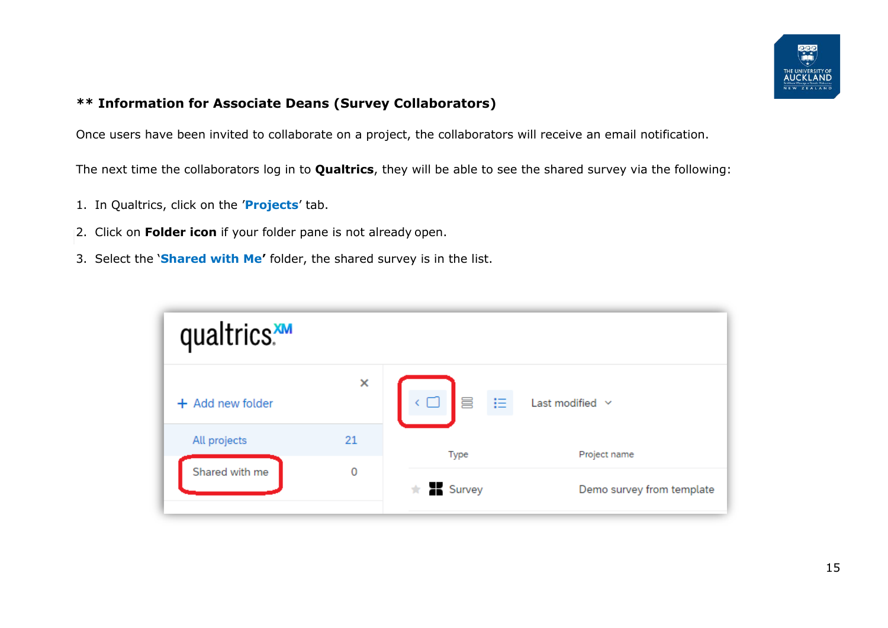**\*\* Information for Associate Deans (Survey Collaborators)**

Once users have been invited to collaborate on a project, the collaborators will receive an email notification.

The next time the collaborators log in to **Qualtrics**, they will be able to see the shared survey via the following:

1. In Qualtrics, click on the '**Projects**' tab.
2. Click on **Folder icon** if your folder pane is not already open.
3. Select the '**Shared with Me'** folder, the shared survey is in the list.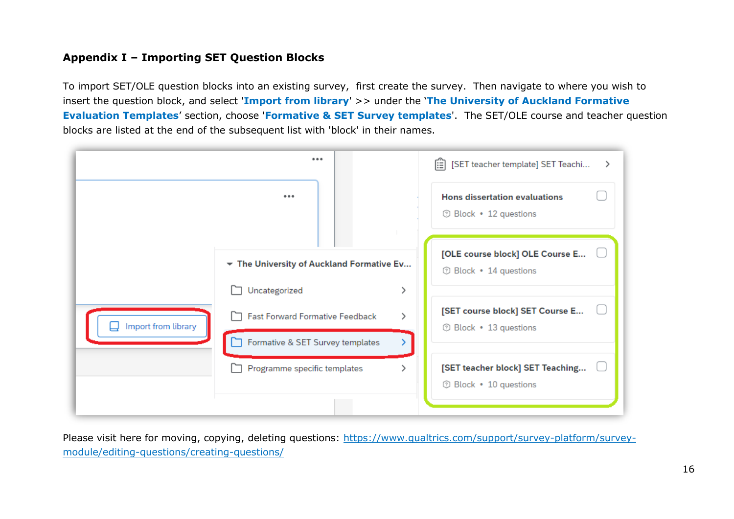**Appendix I – Importing SET Question Blocks**

To import SET/OLE question blocks into an existing survey, first create the survey. Then navigate to where you wish to insert the question block, and select '**Import from library**' >> under the '**The University of Auckland Formative Evaluation Templates**' section, choose '**Formative & SET Survey templates**'. The SET/OLE course and teacher question blocks are listed at the end of the subsequent list with 'block' in their names.

Please visit here for moving, copying, deleting questions: [https://www.qualtrics.com/support/survey-platform/survey-module/editing-questions/creating-questions/](https://www.qualtrics.com/support/survey-platform/survey-module/editing-questions/creating-questions/)